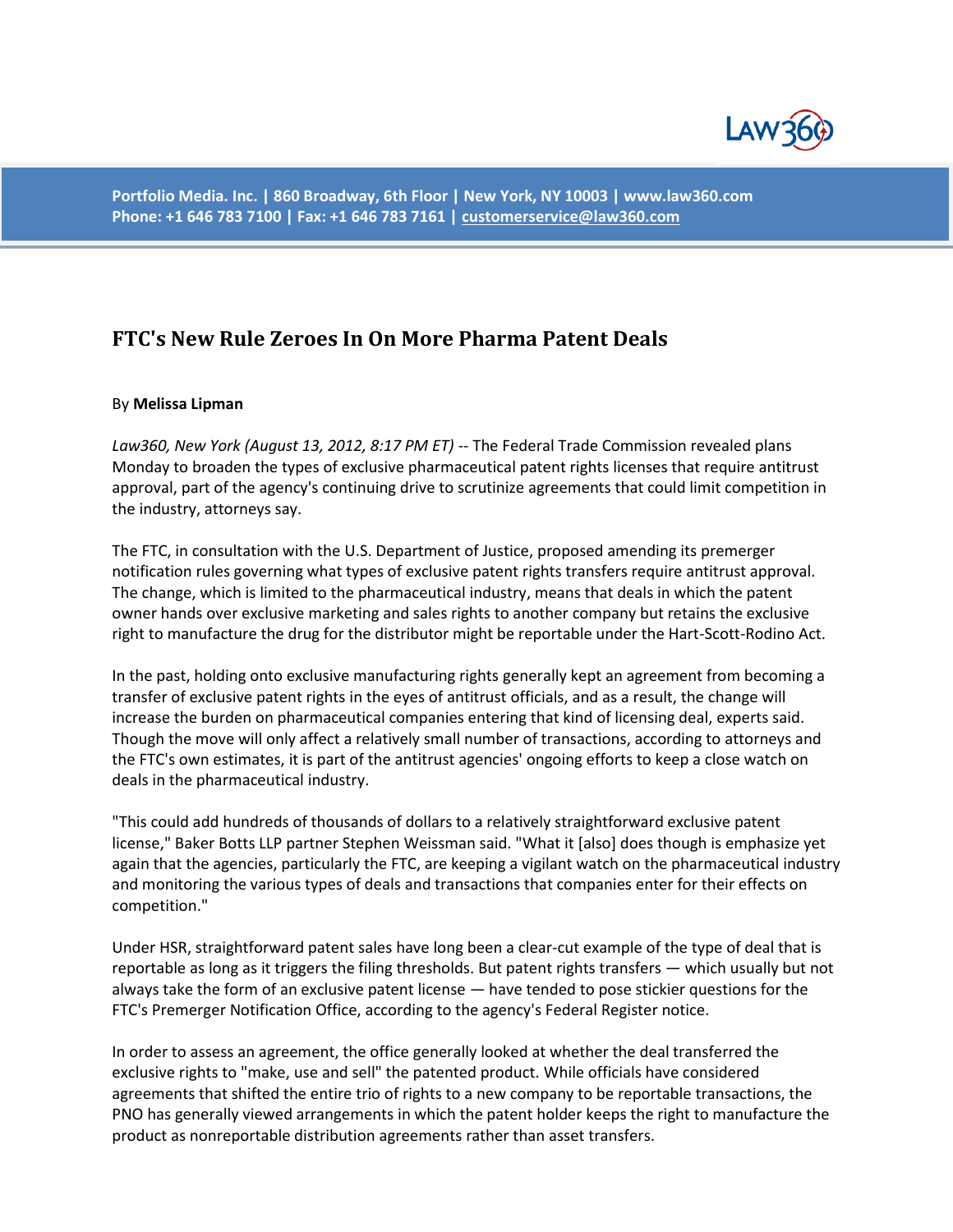Portfolio Media. Inc. | 860 Broadway, 6th Floor | New York, NY 10003 | www.law360.com
Phone: +1 646 783 7100 | Fax: +1 646 783 7161 | customerservice@law360.com

# FTC's New Rule Zeroes In On More Pharma Patent Deals

By **Melissa Lipman**

*Law360, New York (August 13, 2012, 8:17 PM ET)* -- The Federal Trade Commission revealed plans Monday to broaden the types of exclusive pharmaceutical patent rights licenses that require antitrust approval, part of the agency's continuing drive to scrutinize agreements that could limit competition in the industry, attorneys say.

The FTC, in consultation with the U.S. Department of Justice, proposed amending its premerger notification rules governing what types of exclusive patent rights transfers require antitrust approval. The change, which is limited to the pharmaceutical industry, means that deals in which the patent owner hands over exclusive marketing and sales rights to another company but retains the exclusive right to manufacture the drug for the distributor might be reportable under the Hart-Scott-Rodino Act.

In the past, holding onto exclusive manufacturing rights generally kept an agreement from becoming a transfer of exclusive patent rights in the eyes of antitrust officials, and as a result, the change will increase the burden on pharmaceutical companies entering that kind of licensing deal, experts said. Though the move will only affect a relatively small number of transactions, according to attorneys and the FTC's own estimates, it is part of the antitrust agencies' ongoing efforts to keep a close watch on deals in the pharmaceutical industry.

"This could add hundreds of thousands of dollars to a relatively straightforward exclusive patent license," Baker Botts LLP partner Stephen Weissman said. "What it [also] does though is emphasize yet again that the agencies, particularly the FTC, are keeping a vigilant watch on the pharmaceutical industry and monitoring the various types of deals and transactions that companies enter for their effects on competition."

Under HSR, straightforward patent sales have long been a clear-cut example of the type of deal that is reportable as long as it triggers the filing thresholds. But patent rights transfers — which usually but not always take the form of an exclusive patent license — have tended to pose stickier questions for the FTC's Premerger Notification Office, according to the agency's Federal Register notice.

In order to assess an agreement, the office generally looked at whether the deal transferred the exclusive rights to "make, use and sell" the patented product. While officials have considered agreements that shifted the entire trio of rights to a new company to be reportable transactions, the PNO has generally viewed arrangements in which the patent holder keeps the right to manufacture the product as nonreportable distribution agreements rather than asset transfers.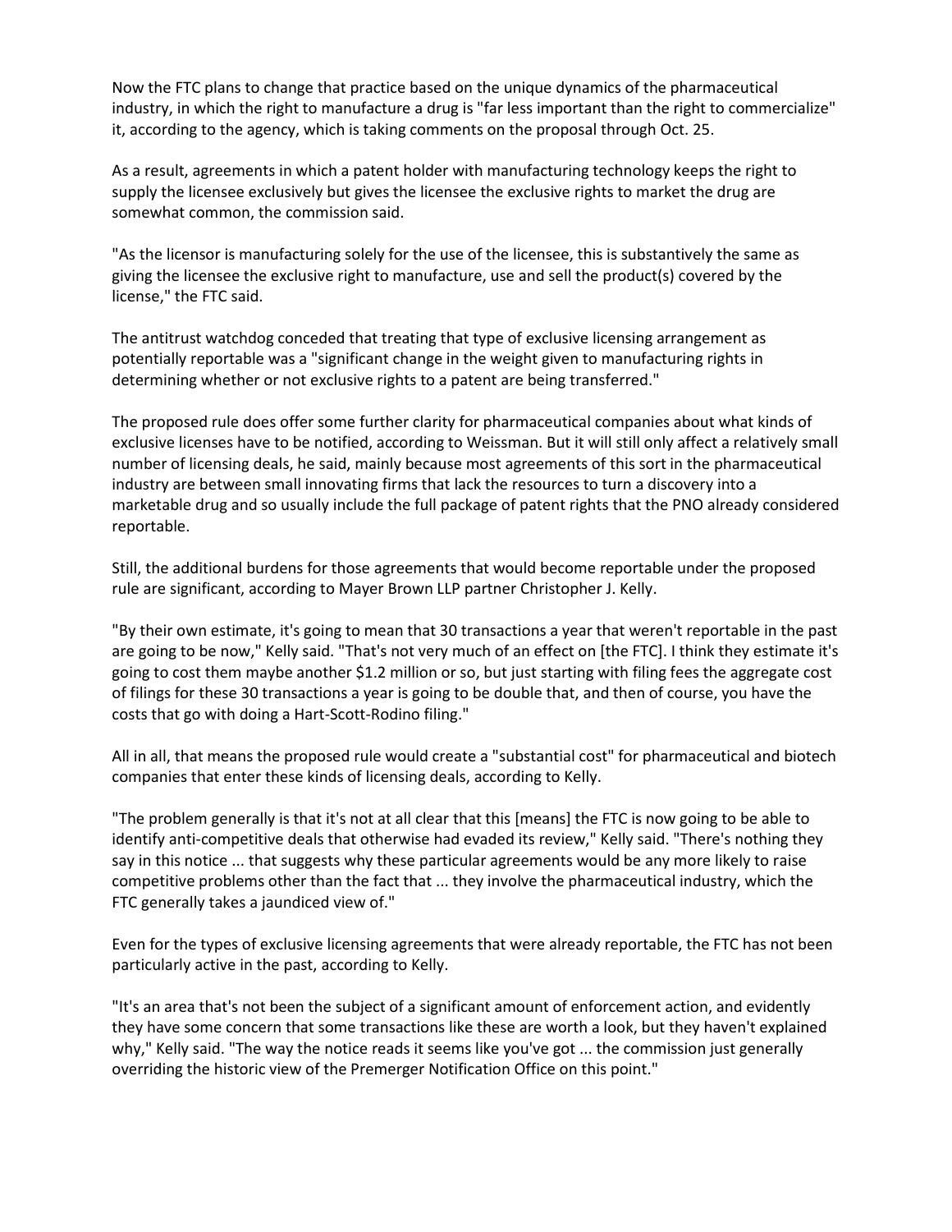Now the FTC plans to change that practice based on the unique dynamics of the pharmaceutical industry, in which the right to manufacture a drug is "far less important than the right to commercialize" it, according to the agency, which is taking comments on the proposal through Oct. 25.

As a result, agreements in which a patent holder with manufacturing technology keeps the right to supply the licensee exclusively but gives the licensee the exclusive rights to market the drug are somewhat common, the commission said.

"As the licensor is manufacturing solely for the use of the licensee, this is substantively the same as giving the licensee the exclusive right to manufacture, use and sell the product(s) covered by the license," the FTC said.

The antitrust watchdog conceded that treating that type of exclusive licensing arrangement as potentially reportable was a "significant change in the weight given to manufacturing rights in determining whether or not exclusive rights to a patent are being transferred."

The proposed rule does offer some further clarity for pharmaceutical companies about what kinds of exclusive licenses have to be notified, according to Weissman. But it will still only affect a relatively small number of licensing deals, he said, mainly because most agreements of this sort in the pharmaceutical industry are between small innovating firms that lack the resources to turn a discovery into a marketable drug and so usually include the full package of patent rights that the PNO already considered reportable.

Still, the additional burdens for those agreements that would become reportable under the proposed rule are significant, according to Mayer Brown LLP partner Christopher J. Kelly.

"By their own estimate, it's going to mean that 30 transactions a year that weren't reportable in the past are going to be now," Kelly said. "That's not very much of an effect on [the FTC]. I think they estimate it's going to cost them maybe another $1.2 million or so, but just starting with filing fees the aggregate cost of filings for these 30 transactions a year is going to be double that, and then of course, you have the costs that go with doing a Hart-Scott-Rodino filing."

All in all, that means the proposed rule would create a "substantial cost" for pharmaceutical and biotech companies that enter these kinds of licensing deals, according to Kelly.

"The problem generally is that it's not at all clear that this [means] the FTC is now going to be able to identify anti-competitive deals that otherwise had evaded its review," Kelly said. "There's nothing they say in this notice ... that suggests why these particular agreements would be any more likely to raise competitive problems other than the fact that ... they involve the pharmaceutical industry, which the FTC generally takes a jaundiced view of."

Even for the types of exclusive licensing agreements that were already reportable, the FTC has not been particularly active in the past, according to Kelly.

"It's an area that's not been the subject of a significant amount of enforcement action, and evidently they have some concern that some transactions like these are worth a look, but they haven't explained why," Kelly said. "The way the notice reads it seems like you've got ... the commission just generally overriding the historic view of the Premerger Notification Office on this point."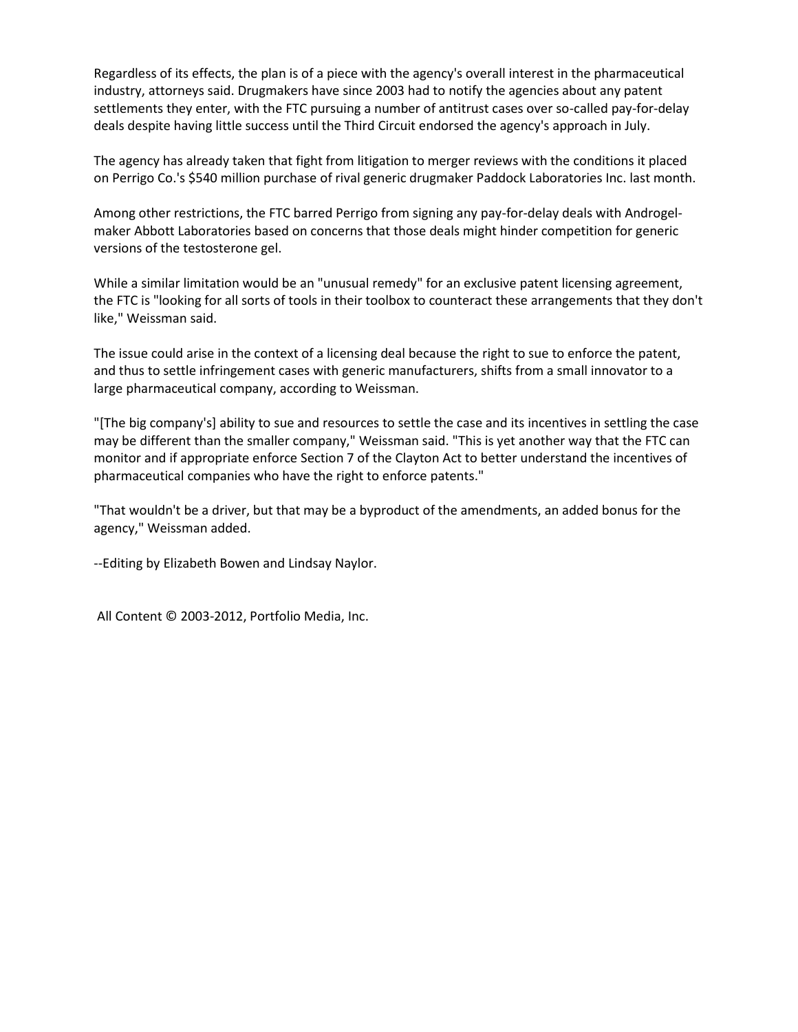Regardless of its effects, the plan is of a piece with the agency's overall interest in the pharmaceutical industry, attorneys said. Drugmakers have since 2003 had to notify the agencies about any patent settlements they enter, with the FTC pursuing a number of antitrust cases over so-called pay-for-delay deals despite having little success until the Third Circuit endorsed the agency's approach in July.

The agency has already taken that fight from litigation to merger reviews with the conditions it placed on Perrigo Co.'s $540 million purchase of rival generic drugmaker Paddock Laboratories Inc. last month.

Among other restrictions, the FTC barred Perrigo from signing any pay-for-delay deals with Androgel-maker Abbott Laboratories based on concerns that those deals might hinder competition for generic versions of the testosterone gel.

While a similar limitation would be an "unusual remedy" for an exclusive patent licensing agreement, the FTC is "looking for all sorts of tools in their toolbox to counteract these arrangements that they don't like," Weissman said.

The issue could arise in the context of a licensing deal because the right to sue to enforce the patent, and thus to settle infringement cases with generic manufacturers, shifts from a small innovator to a large pharmaceutical company, according to Weissman.

"[The big company's] ability to sue and resources to settle the case and its incentives in settling the case may be different than the smaller company," Weissman said. "This is yet another way that the FTC can monitor and if appropriate enforce Section 7 of the Clayton Act to better understand the incentives of pharmaceutical companies who have the right to enforce patents."

"That wouldn't be a driver, but that may be a byproduct of the amendments, an added bonus for the agency," Weissman added.

--Editing by Elizabeth Bowen and Lindsay Naylor.

All Content © 2003-2012, Portfolio Media, Inc.